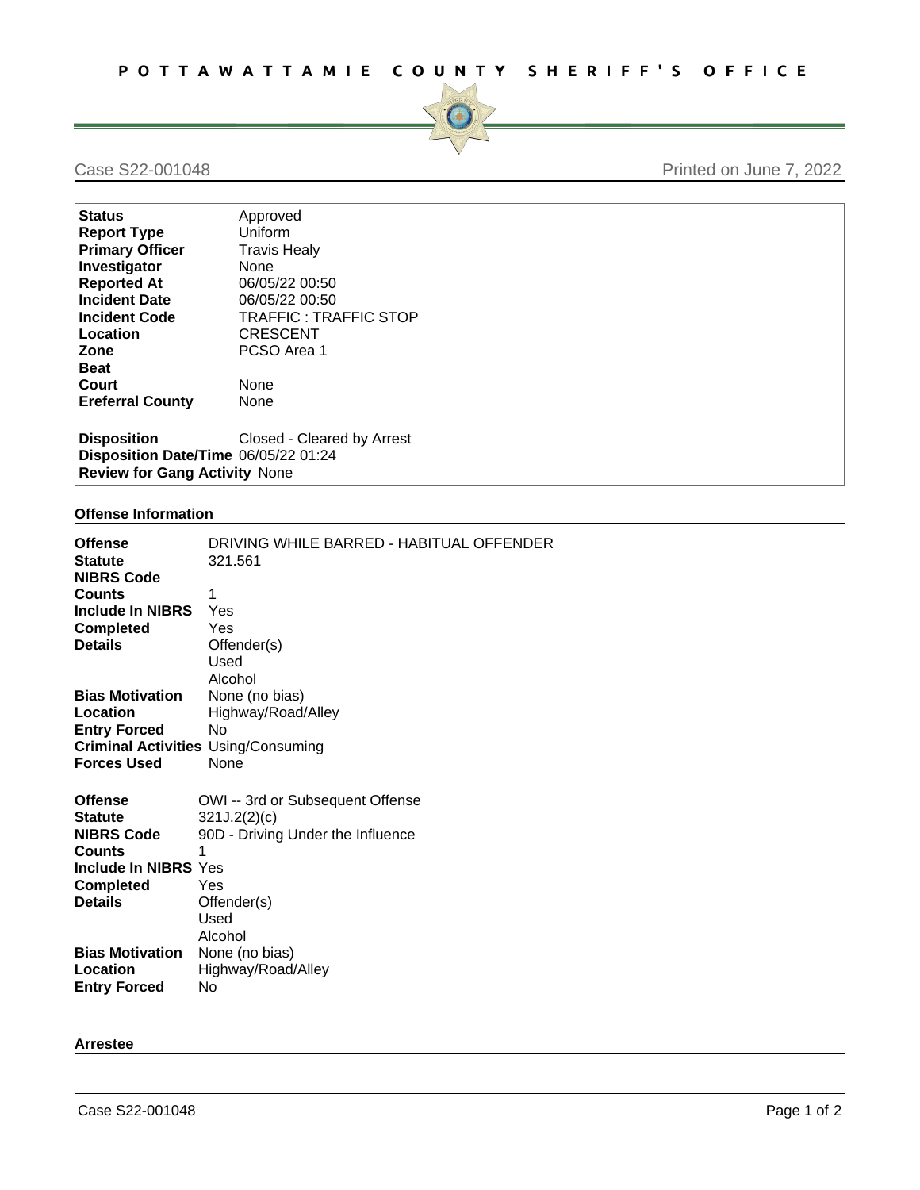# POTTAWATTAMIE COUNTY SHERIFF'S OFFICE

Case S22-001048 Printed on June 7, 2022

| | |
|---|---|
| **Status** | Approved |
| **Report Type** | Uniform |
| **Primary Officer** | Travis Healy |
| **Investigator** | None |
| **Reported At** | 06/05/22 00:50 |
| **Incident Date** | 06/05/22 00:50 |
| **Incident Code** | TRAFFIC : TRAFFIC STOP |
| **Location** | CRESCENT |
| **Zone** | PCSO Area 1 |
| **Beat** | |
| **Court** | None |
| **Ereferral County** | None |
| **Disposition** | Closed - Cleared by Arrest |
| **Disposition Date/Time** | 06/05/22 01:24 |
| **Review for Gang Activity** | None |

## Offense Information

| | |
|---|---|
| **Offense** | DRIVING WHILE BARRED - HABITUAL OFFENDER |
| **Statute** | 321.561 |
| **NIBRS Code** | |
| **Counts** | 1 |
| **Include In NIBRS** | Yes |
| **Completed** | Yes |
| **Details** | Offender(s) Used Alcohol |
| **Bias Motivation** | None (no bias) |
| **Location** | Highway/Road/Alley |
| **Entry Forced** | No |
| **Criminal Activities** | Using/Consuming |
| **Forces Used** | None |

| | |
|---|---|
| **Offense** | OWI -- 3rd or Subsequent Offense |
| **Statute** | 321J.2(2)(c) |
| **NIBRS Code** | 90D - Driving Under the Influence |
| **Counts** | 1 |
| **Include In NIBRS** | Yes |
| **Completed** | Yes |
| **Details** | Offender(s) Used Alcohol |
| **Bias Motivation** | None (no bias) |
| **Location** | Highway/Road/Alley |
| **Entry Forced** | No |

## Arrestee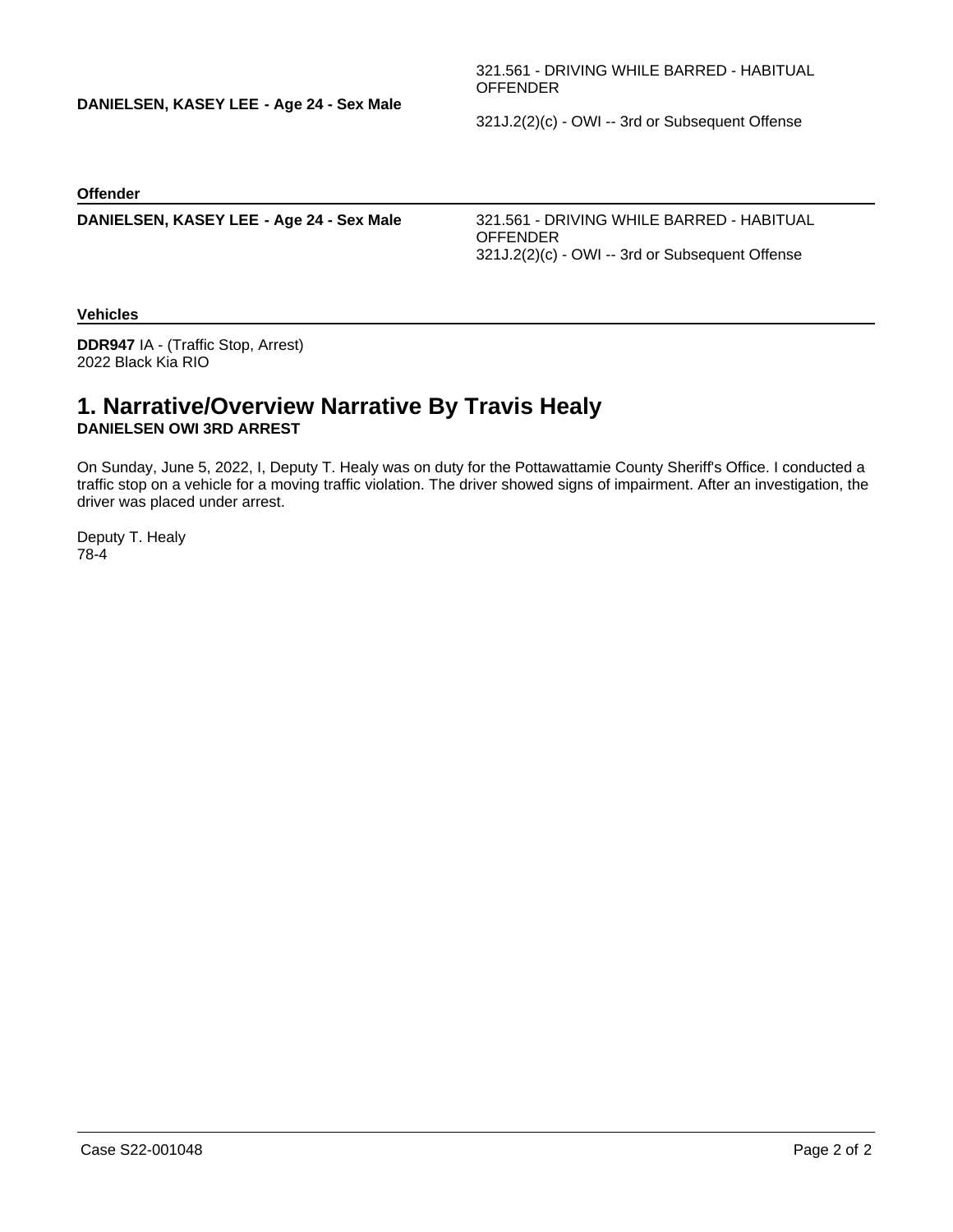| | |
|---|---|
| **DANIELSEN, KASEY LEE - Age 24 - Sex Male** | 321.561 - DRIVING WHILE BARRED - HABITUAL OFFENDER<br>321J.2(2)(c) - OWI -- 3rd or Subsequent Offense |

**Offender**

| | |
|---|---|
| **DANIELSEN, KASEY LEE - Age 24 - Sex Male** | 321.561 - DRIVING WHILE BARRED - HABITUAL OFFENDER<br>321J.2(2)(c) - OWI -- 3rd or Subsequent Offense |

**Vehicles**

**DDR947** IA - (Traffic Stop, Arrest)
2022 Black Kia RIO

## 1. Narrative/Overview Narrative By Travis Healy

**DANIELSEN OWI 3RD ARREST**

On Sunday, June 5, 2022, I, Deputy T. Healy was on duty for the Pottawattamie County Sheriff's Office. I conducted a traffic stop on a vehicle for a moving traffic violation. The driver showed signs of impairment. After an investigation, the driver was placed under arrest.

Deputy T. Healy
78-4

Case S22-001048